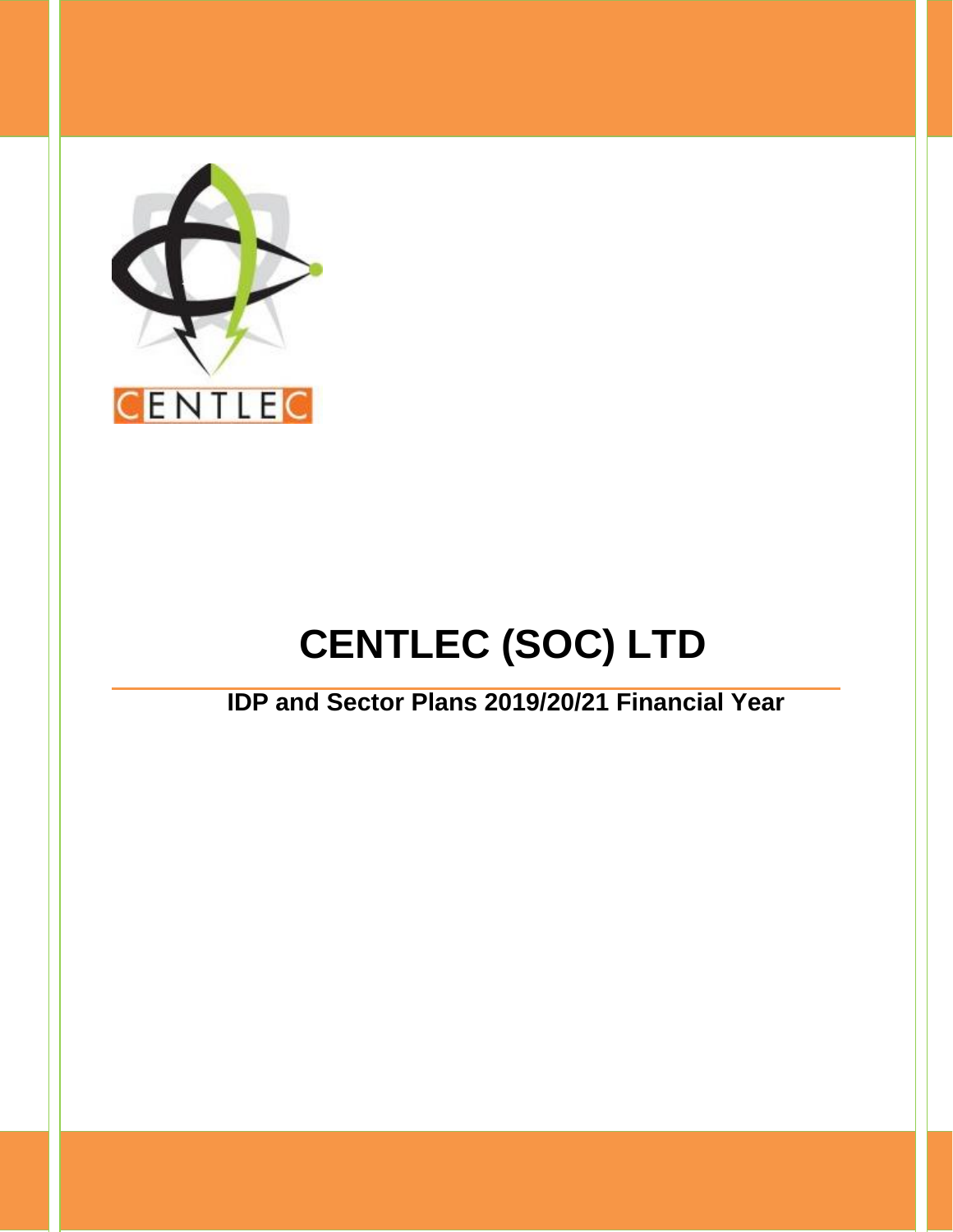# CENTLEC (SOC) LTD

**IDP and Sector Plans 2019/20/21 Financial Year**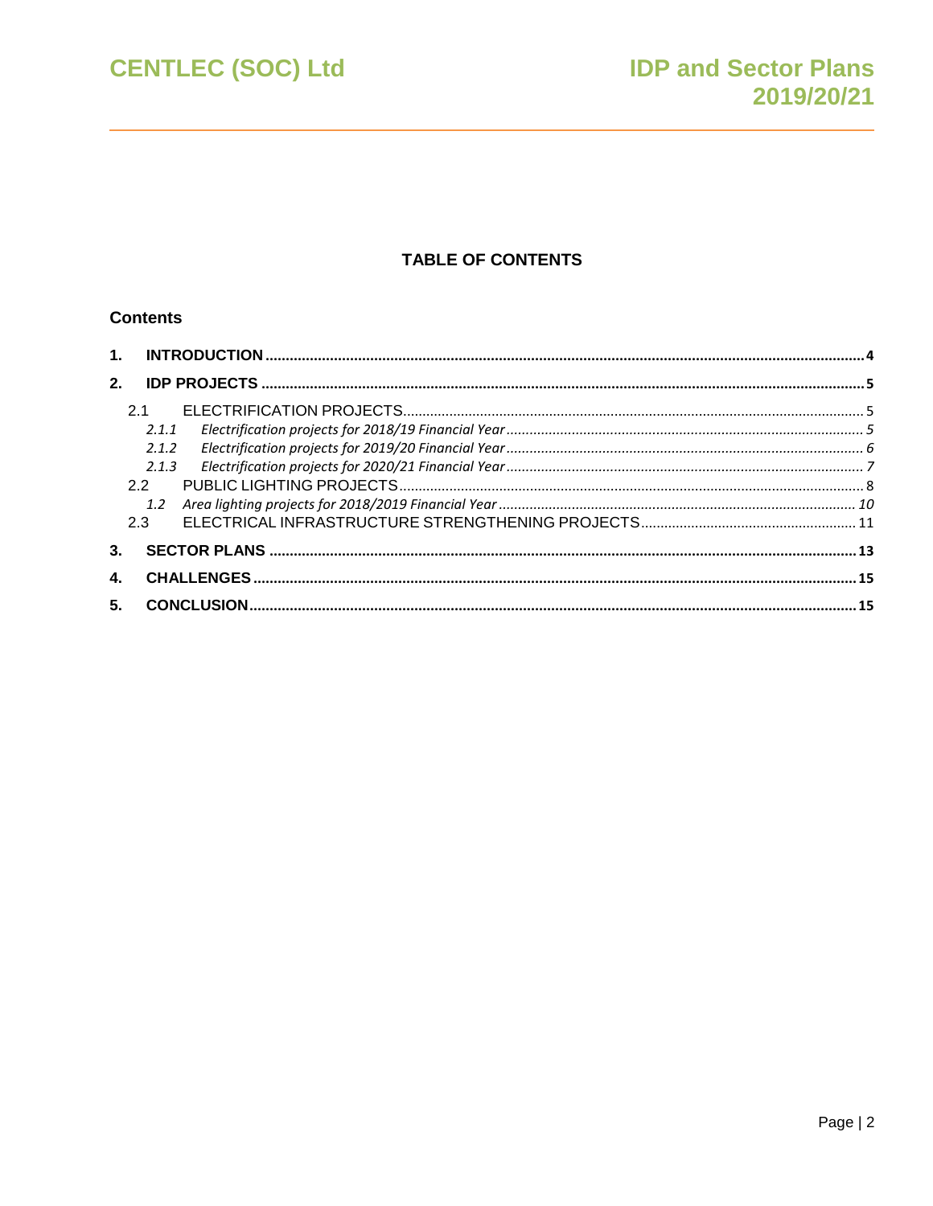## TABLE OF CONTENTS

### Contents

**1. INTRODUCTION** .......... 4

**2. IDP PROJECTS** .......... 5

- 2.1 ELECTRIFICATION PROJECTS .......... 5
  - *2.1.1 Electrification projects for 2018/19 Financial Year* .......... 5
  - *2.1.2 Electrification projects for 2019/20 Financial Year* .......... 6
  - *2.1.3 Electrification projects for 2020/21 Financial Year* .......... 7
- 2.2 PUBLIC LIGHTING PROJECTS .......... 8
  - *1.2 Area lighting projects for 2018/2019 Financial Year* .......... 10
- 2.3 ELECTRICAL INFRASTRUCTURE STRENGTHENING PROJECTS .......... 11

**3. SECTOR PLANS** .......... 13

**4. CHALLENGES** .......... 15

**5. CONCLUSION** .......... 15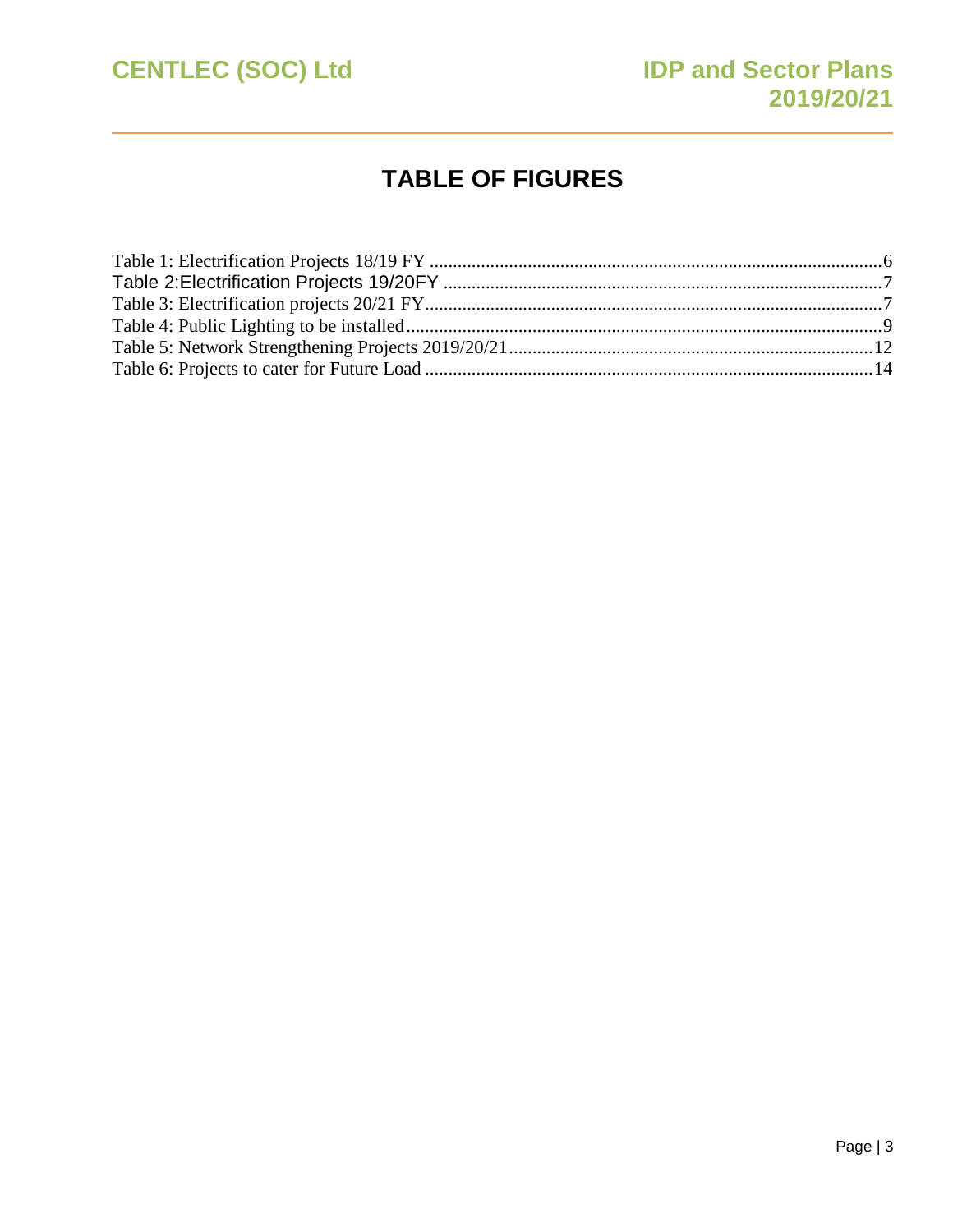# TABLE OF FIGURES

Table 1: Electrification Projects 18/19 FY ....................................................................................................6
Table 2:Electrification Projects 19/20FY ..........................................................................................7
Table 3: Electrification projects 20/21 FY...........................................................................................7
Table 4: Public Lighting to be installed.................................................................................................9
Table 5: Network Strengthening Projects 2019/20/21............................................................................12
Table 6: Projects to cater for Future Load ...........................................................................................14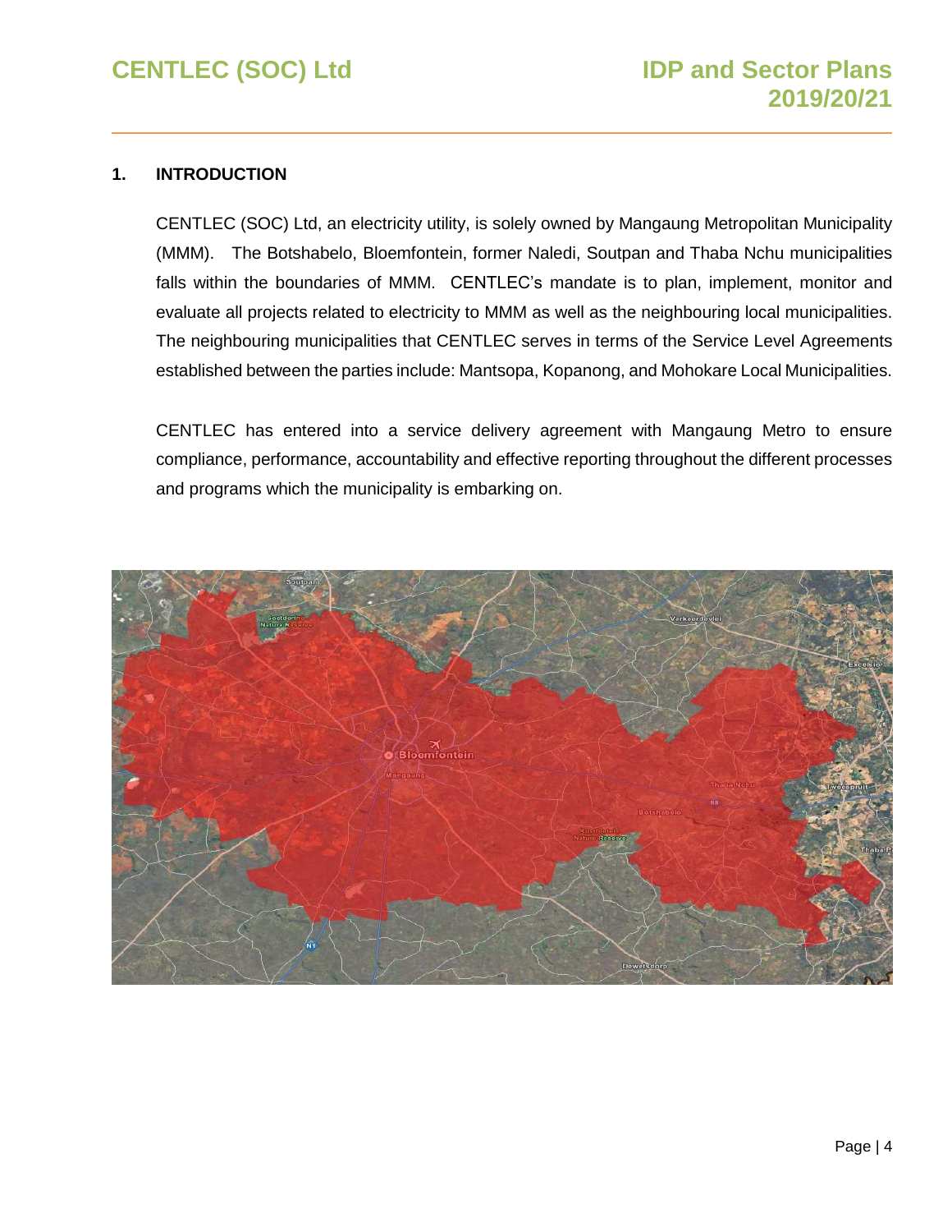## 1. INTRODUCTION

CENTLEC (SOC) Ltd, an electricity utility, is solely owned by Mangaung Metropolitan Municipality (MMM). The Botshabelo, Bloemfontein, former Naledi, Soutpan and Thaba Nchu municipalities falls within the boundaries of MMM. CENTLEC's mandate is to plan, implement, monitor and evaluate all projects related to electricity to MMM as well as the neighbouring local municipalities. The neighbouring municipalities that CENTLEC serves in terms of the Service Level Agreements established between the parties include: Mantsopa, Kopanong, and Mohokare Local Municipalities.

CENTLEC has entered into a service delivery agreement with Mangaung Metro to ensure compliance, performance, accountability and effective reporting throughout the different processes and programs which the municipality is embarking on.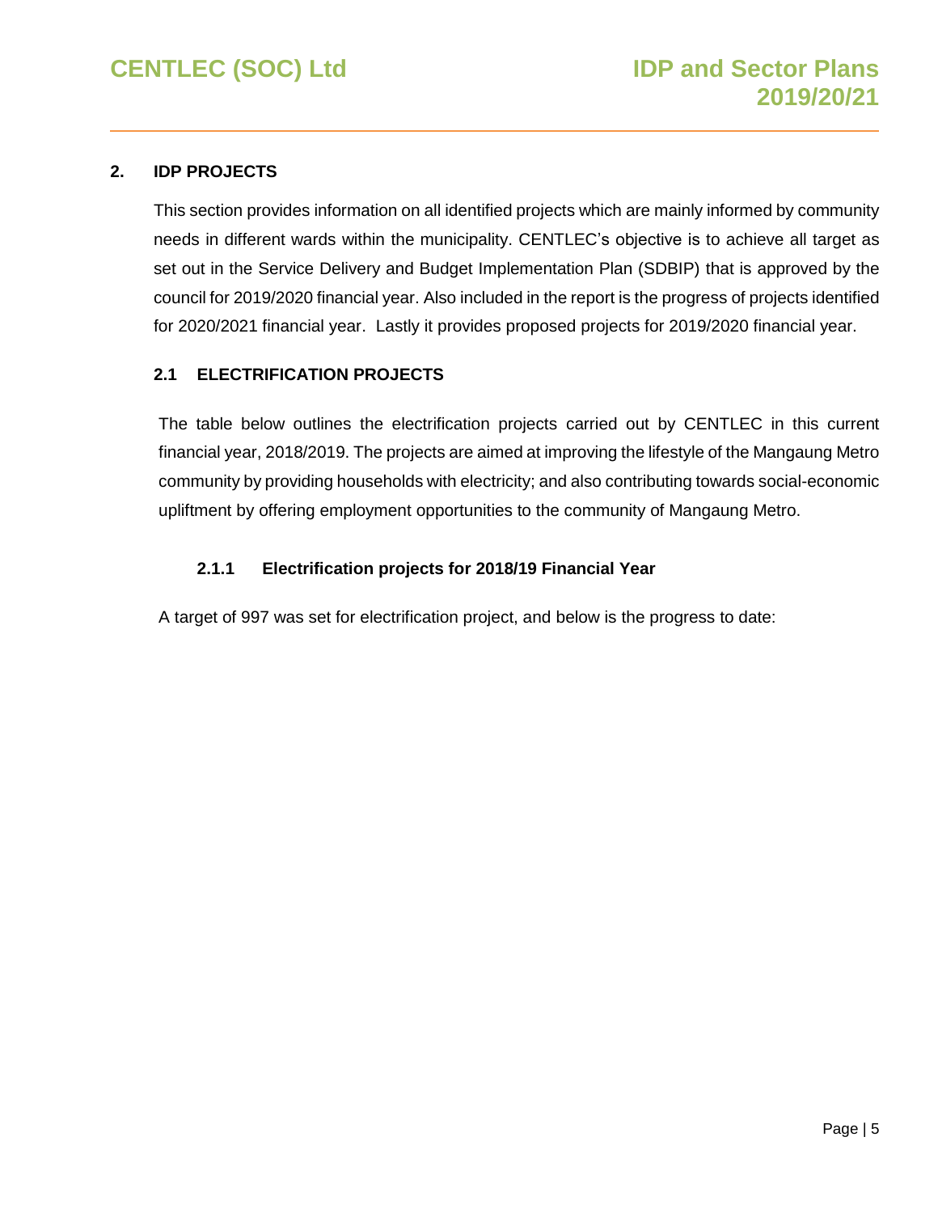## 2. IDP PROJECTS

This section provides information on all identified projects which are mainly informed by community needs in different wards within the municipality. CENTLEC's objective is to achieve all target as set out in the Service Delivery and Budget Implementation Plan (SDBIP) that is approved by the council for 2019/2020 financial year. Also included in the report is the progress of projects identified for 2020/2021 financial year. Lastly it provides proposed projects for 2019/2020 financial year.

### 2.1 ELECTRIFICATION PROJECTS

The table below outlines the electrification projects carried out by CENTLEC in this current financial year, 2018/2019. The projects are aimed at improving the lifestyle of the Mangaung Metro community by providing households with electricity; and also contributing towards social-economic upliftment by offering employment opportunities to the community of Mangaung Metro.

#### 2.1.1 Electrification projects for 2018/19 Financial Year

A target of 997 was set for electrification project, and below is the progress to date: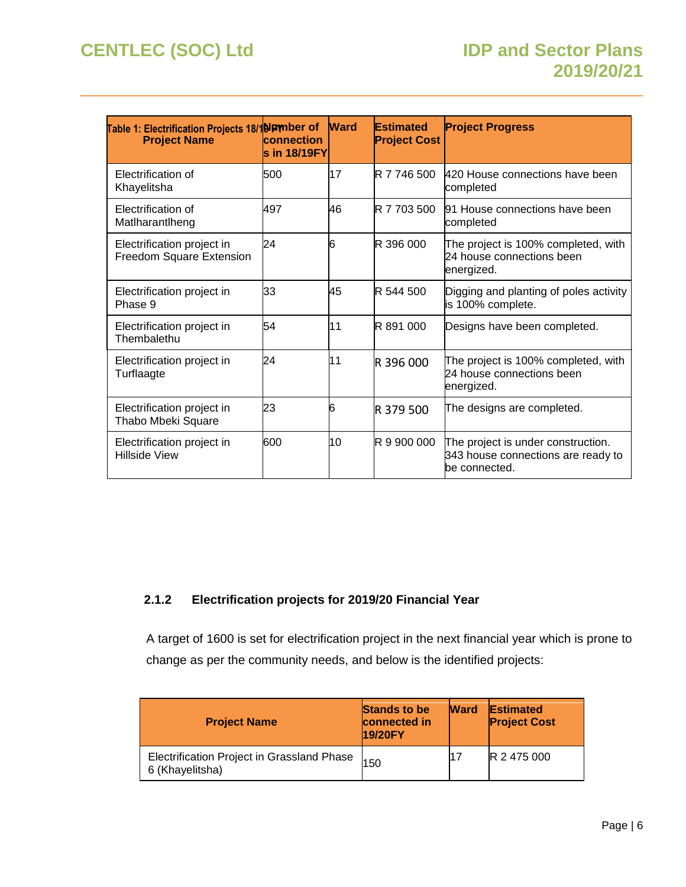Table 1: Electrification Projects 18/19 FY

| Project Name | Number of connections in 18/19FY | Ward | Estimated Project Cost | Project Progress |
|---|---|---|---|---|
| Electrification of Khayelitsha | 500 | 17 | R 7 746 500 | 420 House connections have been completed |
| Electrification of Matlharantlheng | 497 | 46 | R 7 703 500 | 91 House connections have been completed |
| Electrification project in Freedom Square Extension | 24 | 6 | R 396 000 | The project is 100% completed, with 24 house connections been energized. |
| Electrification project in Phase 9 | 33 | 45 | R 544 500 | Digging and planting of poles activity is 100% complete. |
| Electrification project in Thembalethu | 54 | 11 | R 891 000 | Designs have been completed. |
| Electrification project in Turflaagte | 24 | 11 | R 396 000 | The project is 100% completed, with 24 house connections been energized. |
| Electrification project in Thabo Mbeki Square | 23 | 6 | R 379 500 | The designs are completed. |
| Electrification project in Hillside View | 600 | 10 | R 9 900 000 | The project is under construction. 343 house connections are ready to be connected. |

### 2.1.2 Electrification projects for 2019/20 Financial Year

A target of 1600 is set for electrification project in the next financial year which is prone to change as per the community needs, and below is the identified projects:

| Project Name | Stands to be connected in 19/20FY | Ward | Estimated Project Cost |
|---|---|---|---|
| Electrification Project in Grassland Phase 6 (Khayelitsha) | 150 | 17 | R 2 475 000 |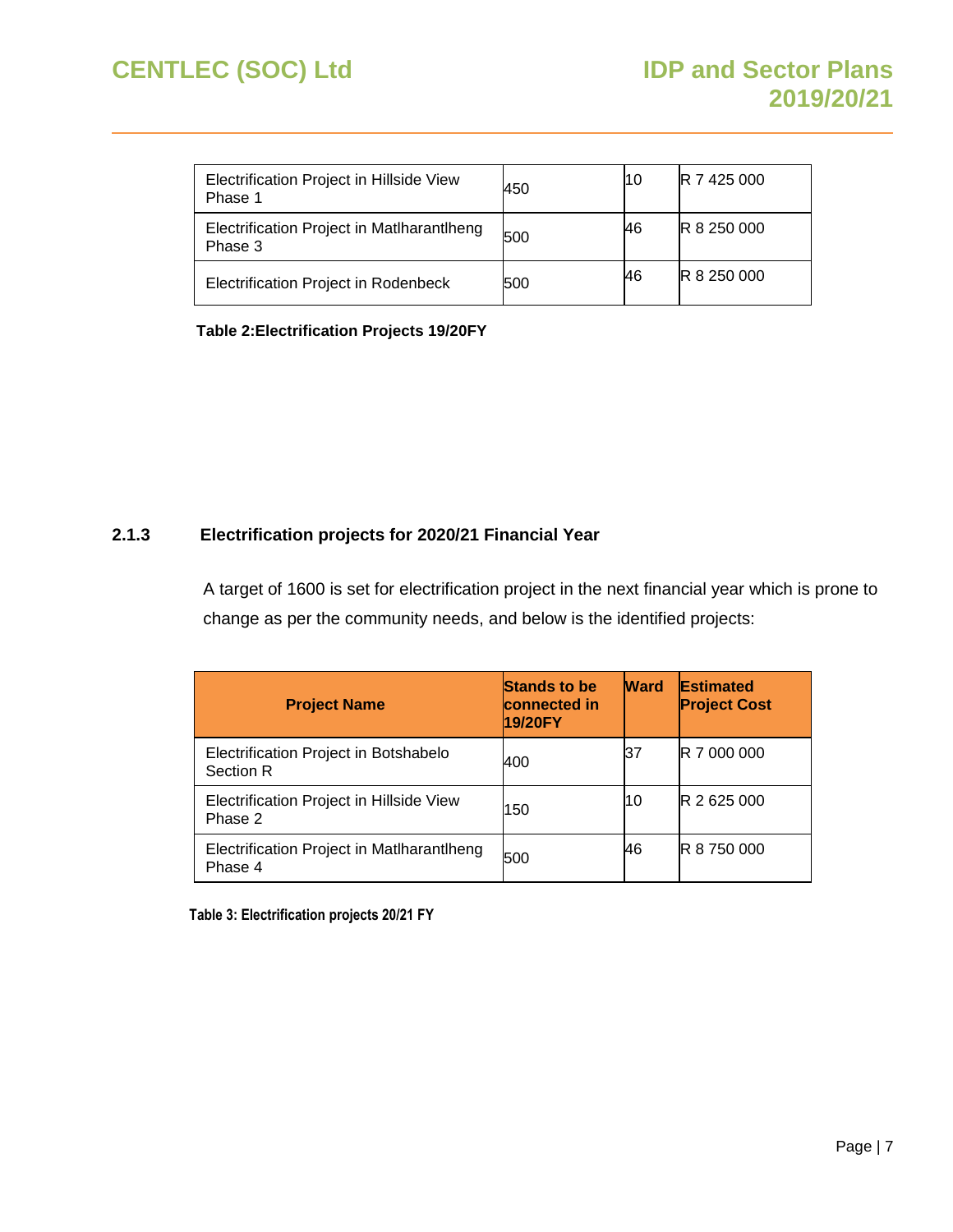| | | | |
|---|---|---|---|
| Electrification Project in Hillside View Phase 1 | 450 | 10 | R 7 425 000 |
| Electrification Project in Matlharantlheng Phase 3 | 500 | 46 | R 8 250 000 |
| Electrification Project in Rodenbeck | 500 | 46 | R 8 250 000 |

**Table 2:Electrification Projects 19/20FY**

### 2.1.3 Electrification projects for 2020/21 Financial Year

A target of 1600 is set for electrification project in the next financial year which is prone to change as per the community needs, and below is the identified projects:

| Project Name | Stands to be connected in 19/20FY | Ward | Estimated Project Cost |
|---|---|---|---|
| Electrification Project in Botshabelo Section R | 400 | 37 | R 7 000 000 |
| Electrification Project in Hillside View Phase 2 | 150 | 10 | R 2 625 000 |
| Electrification Project in Matlharantlheng Phase 4 | 500 | 46 | R 8 750 000 |

**Table 3: Electrification projects 20/21 FY**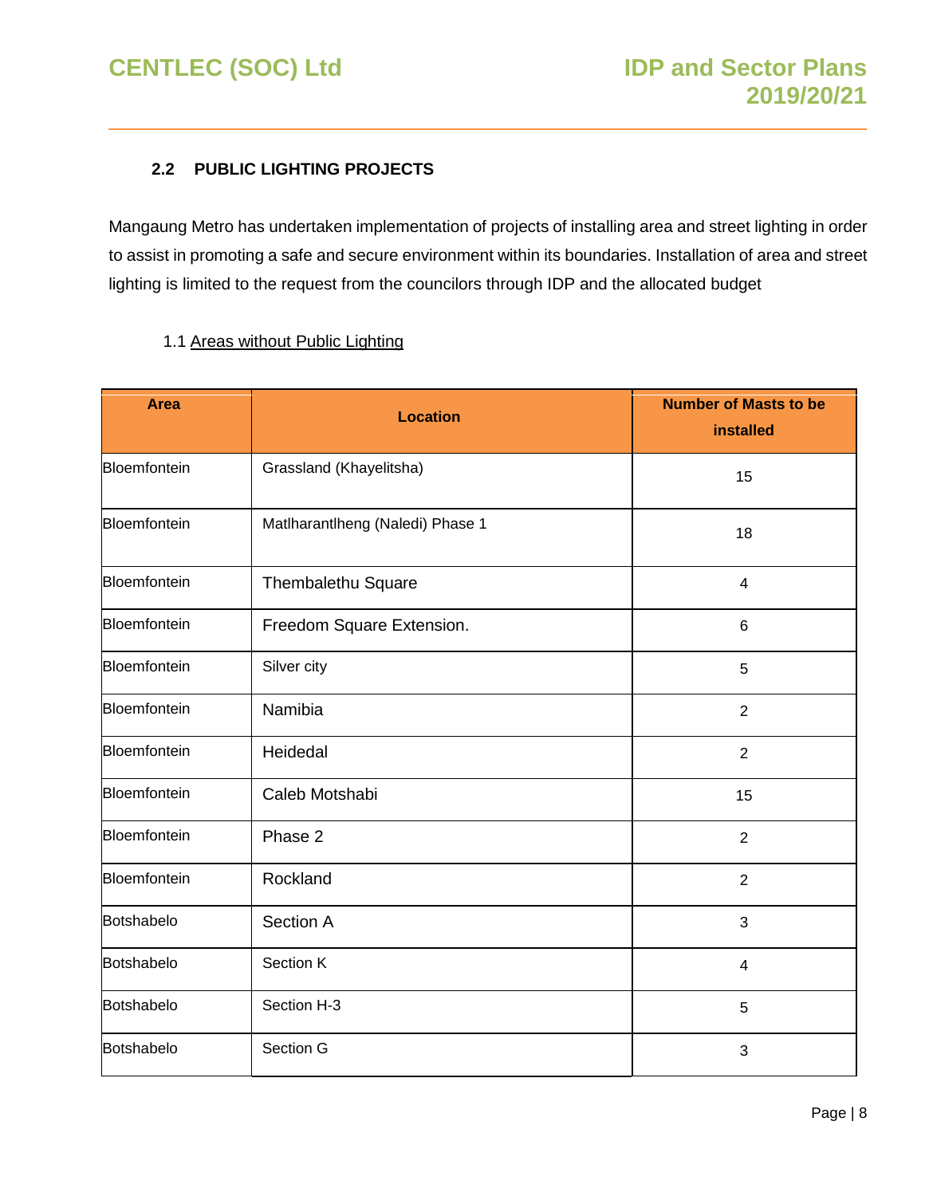## 2.2 PUBLIC LIGHTING PROJECTS

Mangaung Metro has undertaken implementation of projects of installing area and street lighting in order to assist in promoting a safe and secure environment within its boundaries. Installation of area and street lighting is limited to the request from the councilors through IDP and the allocated budget

1.1 Areas without Public Lighting

| Area | Location | Number of Masts to be installed |
|---|---|---|
| Bloemfontein | Grassland (Khayelitsha) | 15 |
| Bloemfontein | Matlharantlheng (Naledi) Phase 1 | 18 |
| Bloemfontein | Thembalethu Square | 4 |
| Bloemfontein | Freedom Square Extension. | 6 |
| Bloemfontein | Silver city | 5 |
| Bloemfontein | Namibia | 2 |
| Bloemfontein | Heidedal | 2 |
| Bloemfontein | Caleb Motshabi | 15 |
| Bloemfontein | Phase 2 | 2 |
| Bloemfontein | Rockland | 2 |
| Botshabelo | Section A | 3 |
| Botshabelo | Section K | 4 |
| Botshabelo | Section H-3 | 5 |
| Botshabelo | Section G | 3 |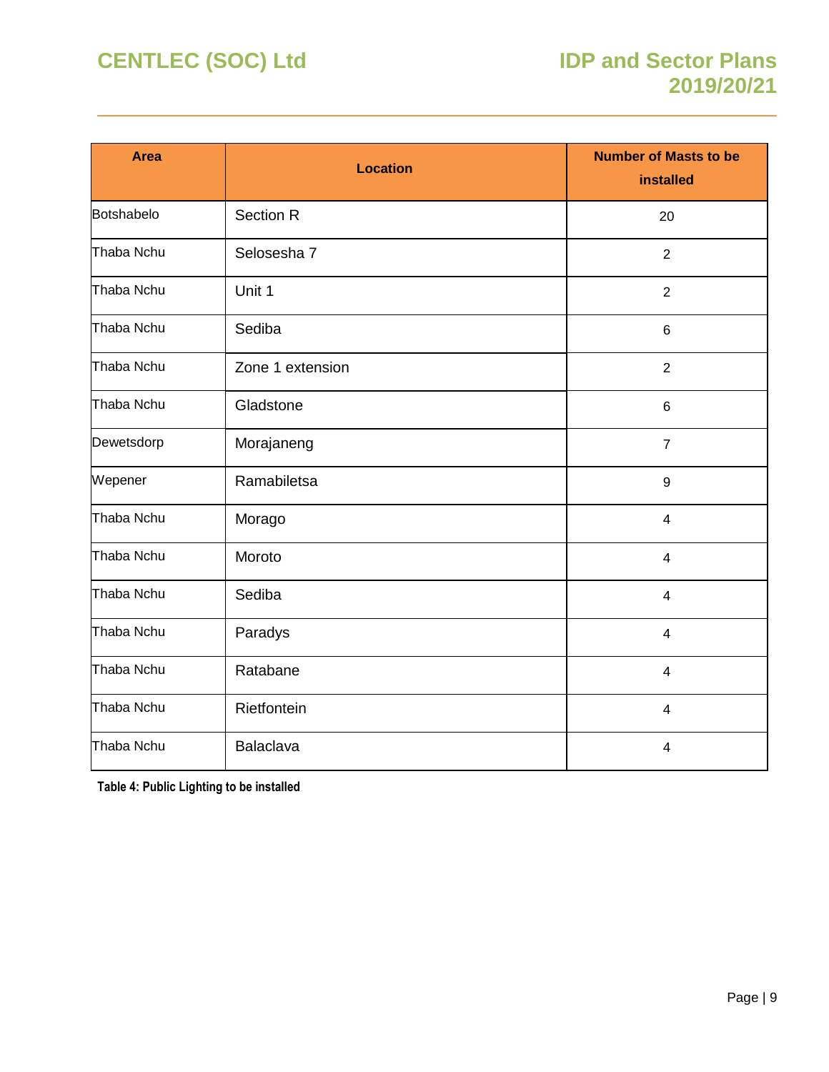| Area | Location | Number of Masts to be installed |
|---|---|---|
| Botshabelo | Section R | 20 |
| Thaba Nchu | Selosesha 7 | 2 |
| Thaba Nchu | Unit 1 | 2 |
| Thaba Nchu | Sediba | 6 |
| Thaba Nchu | Zone 1 extension | 2 |
| Thaba Nchu | Gladstone | 6 |
| Dewetsdorp | Morajaneng | 7 |
| Wepener | Ramabiletsa | 9 |
| Thaba Nchu | Morago | 4 |
| Thaba Nchu | Moroto | 4 |
| Thaba Nchu | Sediba | 4 |
| Thaba Nchu | Paradys | 4 |
| Thaba Nchu | Ratabane | 4 |
| Thaba Nchu | Rietfontein | 4 |
| Thaba Nchu | Balaclava | 4 |

**Table 4: Public Lighting to be installed**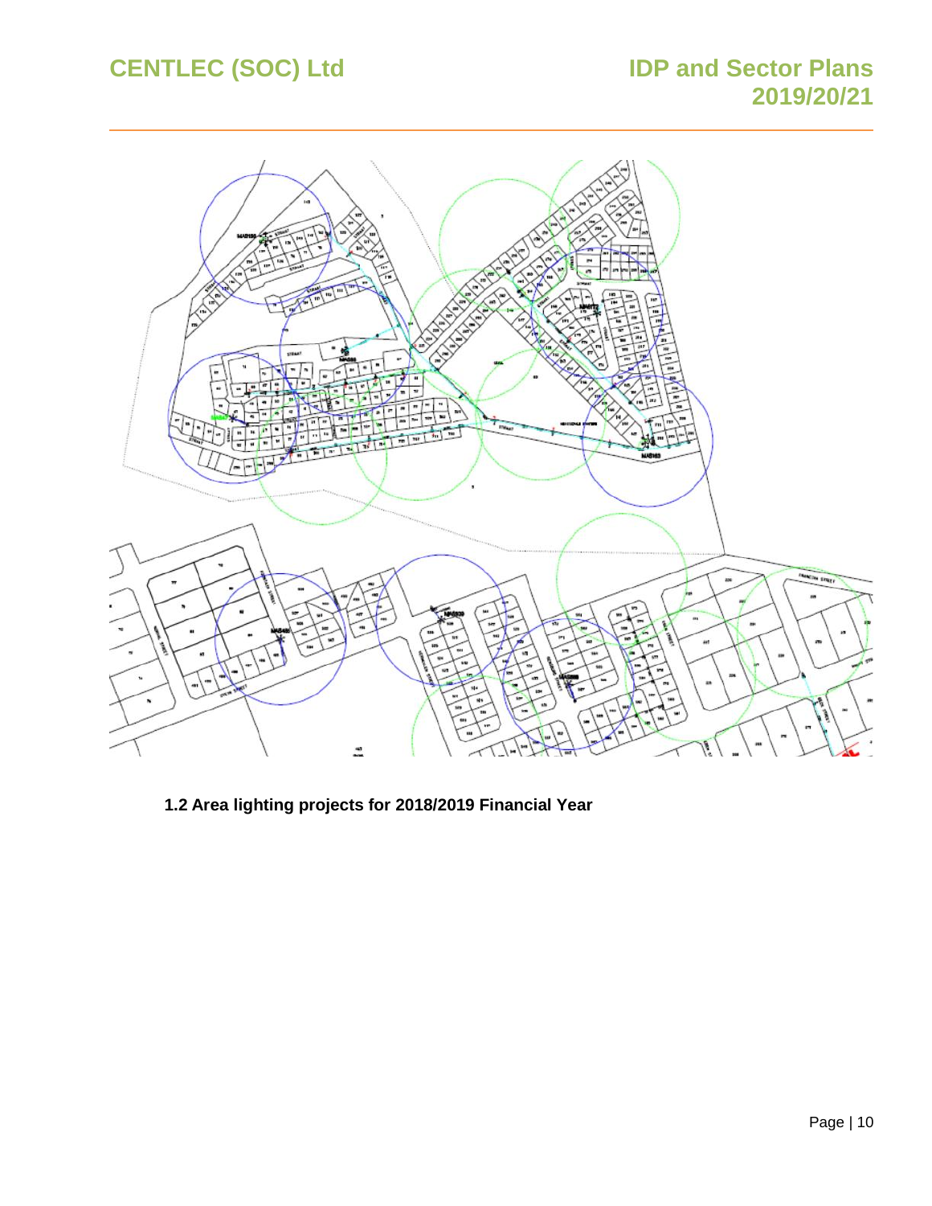**1.2 Area lighting projects for 2018/2019 Financial Year**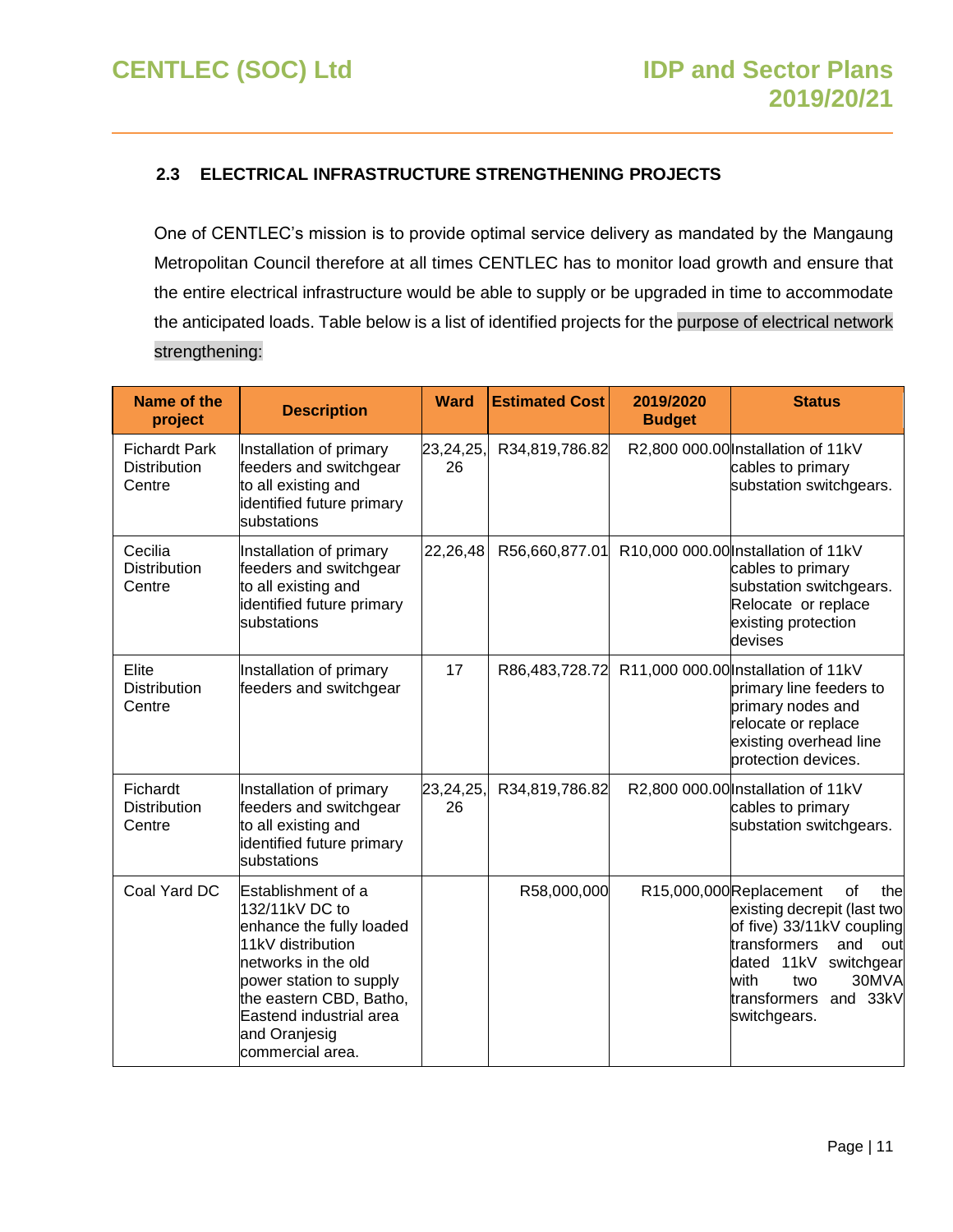### 2.3 ELECTRICAL INFRASTRUCTURE STRENGTHENING PROJECTS

One of CENTLEC's mission is to provide optimal service delivery as mandated by the Mangaung Metropolitan Council therefore at all times CENTLEC has to monitor load growth and ensure that the entire electrical infrastructure would be able to supply or be upgraded in time to accommodate the anticipated loads. Table below is a list of identified projects for the purpose of electrical network strengthening:

| Name of the project | Description | Ward | Estimated Cost | 2019/2020 Budget | Status |
|---|---|---|---|---|---|
| Fichardt Park Distribution Centre | Installation of primary feeders and switchgear to all existing and identified future primary substations | 23,24,25, 26 | R34,819,786.82 | R2,800 000.00 | Installation of 11kV cables to primary substation switchgears. |
| Cecilia Distribution Centre | Installation of primary feeders and switchgear to all existing and identified future primary substations | 22,26,48 | R56,660,877.01 | R10,000 000.00 | Installation of 11kV cables to primary substation switchgears. Relocate or replace existing protection devises |
| Elite Distribution Centre | Installation of primary feeders and switchgear | 17 | R86,483,728.72 | R11,000 000.00 | Installation of 11kV primary line feeders to primary nodes and relocate or replace existing overhead line protection devices. |
| Fichardt Distribution Centre | Installation of primary feeders and switchgear to all existing and identified future primary substations | 23,24,25, 26 | R34,819,786.82 | R2,800 000.00 | Installation of 11kV cables to primary substation switchgears. |
| Coal Yard DC | Establishment of a 132/11kV DC to enhance the fully loaded 11kV distribution networks in the old power station to supply the eastern CBD, Batho, Eastend industrial area and Oranjesig commercial area. | | R58,000,000 | R15,000,000 | Replacement of the existing decrepit (last two of five) 33/11kV coupling transformers and out dated 11kV switchgear with two 30MVA transformers and 33kV switchgears. |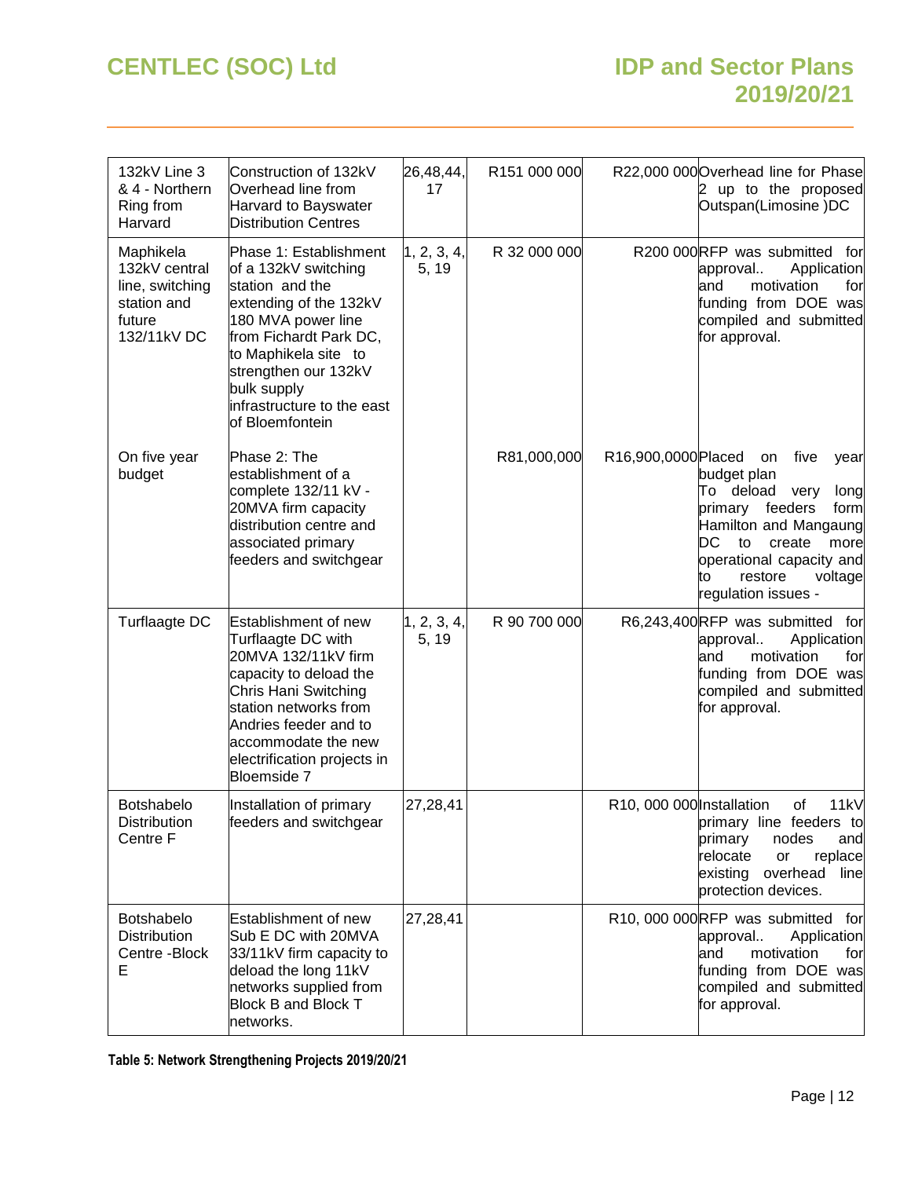| | | | | | |
|---|---|---|---|---|---|
| 132kV Line 3 & 4 - Northern Ring from Harvard | Construction of 132kV Overhead line from Harvard to Bayswater Distribution Centres | 26,48,44, 17 | R151 000 000 | R22,000 000 | Overhead line for Phase 2 up to the proposed Outspan(Limosine )DC |
| Maphikela 132kV central line, switching station and future 132/11kV DC | Phase 1: Establishment of a 132kV switching station and the extending of the 132kV 180 MVA power line from Fichardt Park DC, to Maphikela site to strengthen our 132kV bulk supply infrastructure to the east of Bloemfontein | 1, 2, 3, 4, 5, 19 | R 32 000 000 | R200 000 | RFP was submitted for approval.. Application and motivation for funding from DOE was compiled and submitted for approval. |
| On five year budget | Phase 2: The establishment of a complete 132/11 kV - 20MVA firm capacity distribution centre and associated primary feeders and switchgear | | R81,000,000 | R16,900,0000 | Placed on five year budget plan<br>To deload very long primary feeders form Hamilton and Mangaung DC to create more operational capacity and to restore voltage regulation issues - |
| Turflaagte DC | Establishment of new Turflaagte DC with 20MVA 132/11kV firm capacity to deload the Chris Hani Switching station networks from Andries feeder and to accommodate the new electrification projects in Bloemside 7 | 1, 2, 3, 4, 5, 19 | R 90 700 000 | R6,243,400 | RFP was submitted for approval.. Application and motivation for funding from DOE was compiled and submitted for approval. |
| Botshabelo Distribution Centre F | Installation of primary feeders and switchgear | 27,28,41 | | R10, 000 000 | Installation of 11kV primary line feeders to primary nodes and relocate or replace existing overhead line protection devices. |
| Botshabelo Distribution Centre -Block E | Establishment of new Sub E DC with 20MVA 33/11kV firm capacity to deload the long 11kV networks supplied from Block B and Block T networks. | 27,28,41 | | R10, 000 000 | RFP was submitted for approval.. Application and motivation for funding from DOE was compiled and submitted for approval. |

**Table 5: Network Strengthening Projects 2019/20/21**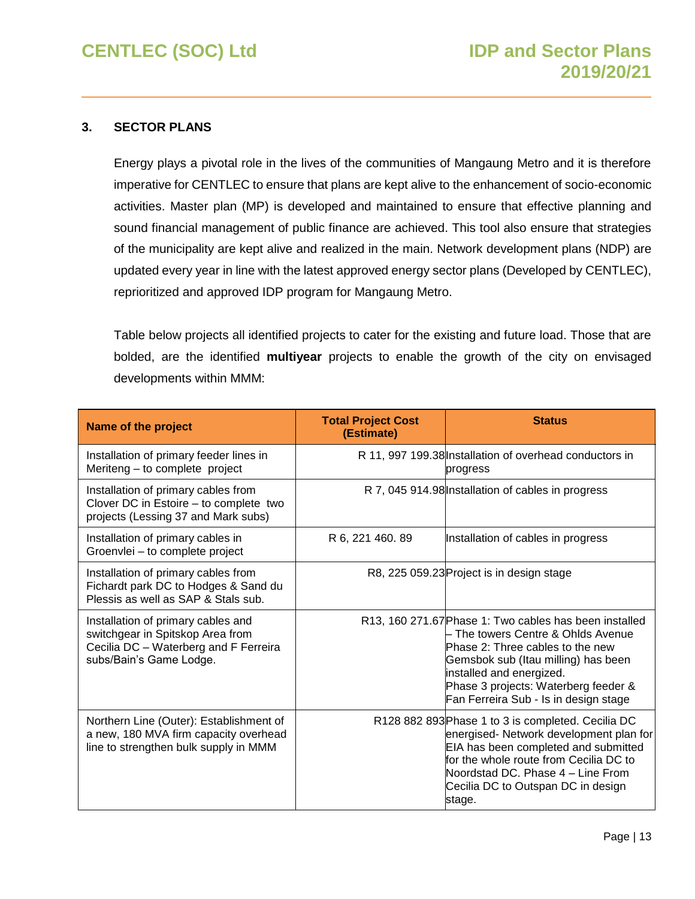## 3. SECTOR PLANS

Energy plays a pivotal role in the lives of the communities of Mangaung Metro and it is therefore imperative for CENTLEC to ensure that plans are kept alive to the enhancement of socio-economic activities. Master plan (MP) is developed and maintained to ensure that effective planning and sound financial management of public finance are achieved. This tool also ensure that strategies of the municipality are kept alive and realized in the main. Network development plans (NDP) are updated every year in line with the latest approved energy sector plans (Developed by CENTLEC), reprioritized and approved IDP program for Mangaung Metro.

Table below projects all identified projects to cater for the existing and future load. Those that are bolded, are the identified **multiyear** projects to enable the growth of the city on envisaged developments within MMM:

| Name of the project | Total Project Cost (Estimate) | Status |
|---|---|---|
| Installation of primary feeder lines in Meriteng – to complete project | R 11, 997 199.38 | Installation of overhead conductors in progress |
| Installation of primary cables from Clover DC in Estoire – to complete two projects (Lessing 37 and Mark subs) | R 7, 045 914.98 | Installation of cables in progress |
| Installation of primary cables in Groenvlei – to complete project | R 6, 221 460. 89 | Installation of cables in progress |
| Installation of primary cables from Fichardt park DC to Hodges & Sand du Plessis as well as SAP & Stals sub. | R8, 225 059.23 | Project is in design stage |
| Installation of primary cables and switchgear in Spitskop Area from Cecilia DC – Waterberg and F Ferreira subs/Bain's Game Lodge. | R13, 160 271.67 | Phase 1: Two cables has been installed – The towers Centre & Ohlds Avenue<br>Phase 2: Three cables to the new Gemsbok sub (Itau milling) has been installed and energized.<br>Phase 3 projects: Waterberg feeder & Fan Ferreira Sub - Is in design stage |
| Northern Line (Outer): Establishment of a new, 180 MVA firm capacity overhead line to strengthen bulk supply in MMM | R128 882 893 | Phase 1 to 3 is completed. Cecilia DC energised- Network development plan for EIA has been completed and submitted for the whole route from Cecilia DC to Noordstad DC. Phase 4 – Line From Cecilia DC to Outspan DC in design stage. |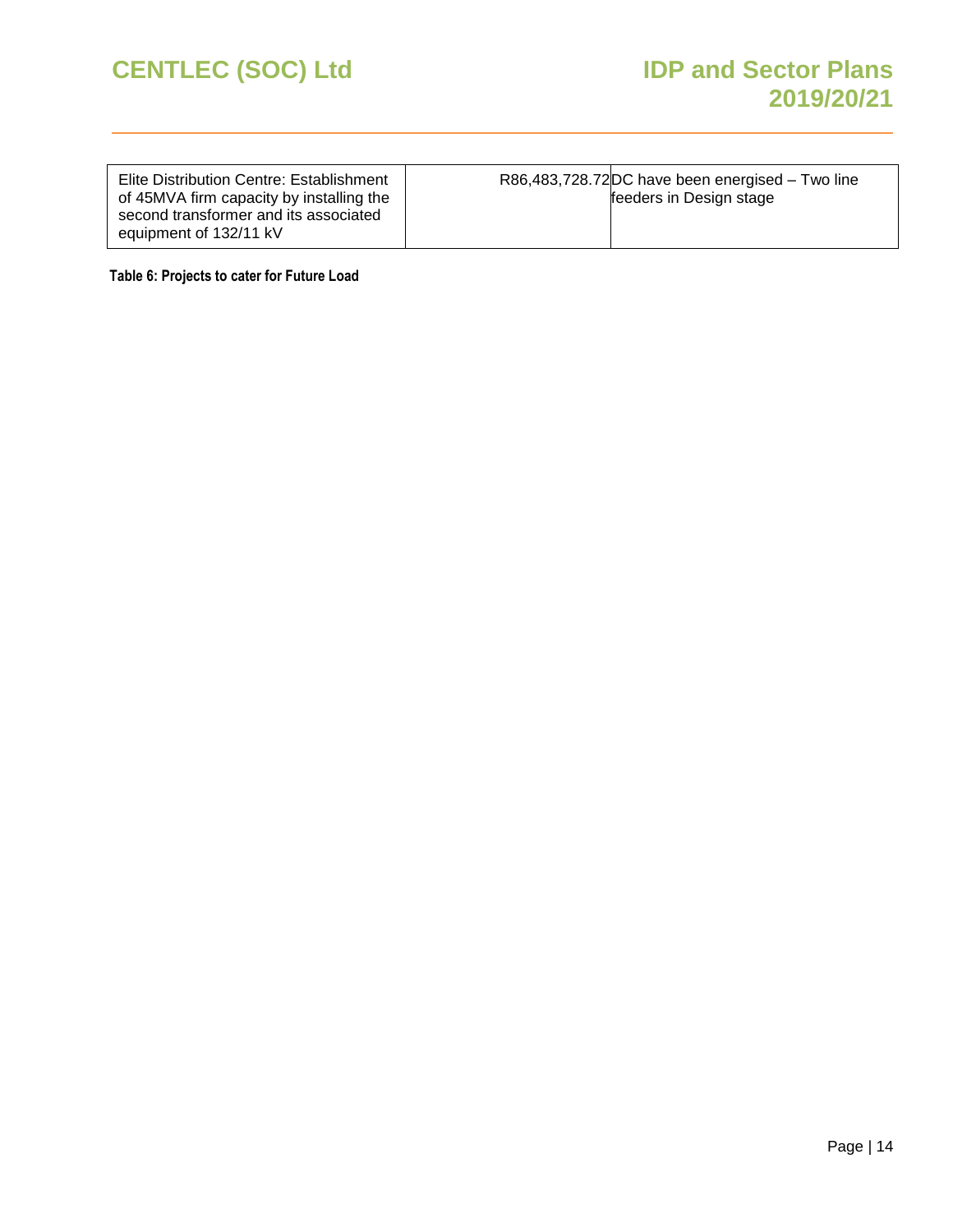| | | |
|---|---|---|
| Elite Distribution Centre: Establishment of 45MVA firm capacity by installing the second transformer and its associated equipment of 132/11 kV | R86,483,728.72 | DC have been energised – Two line feeders in Design stage |

**Table 6: Projects to cater for Future Load**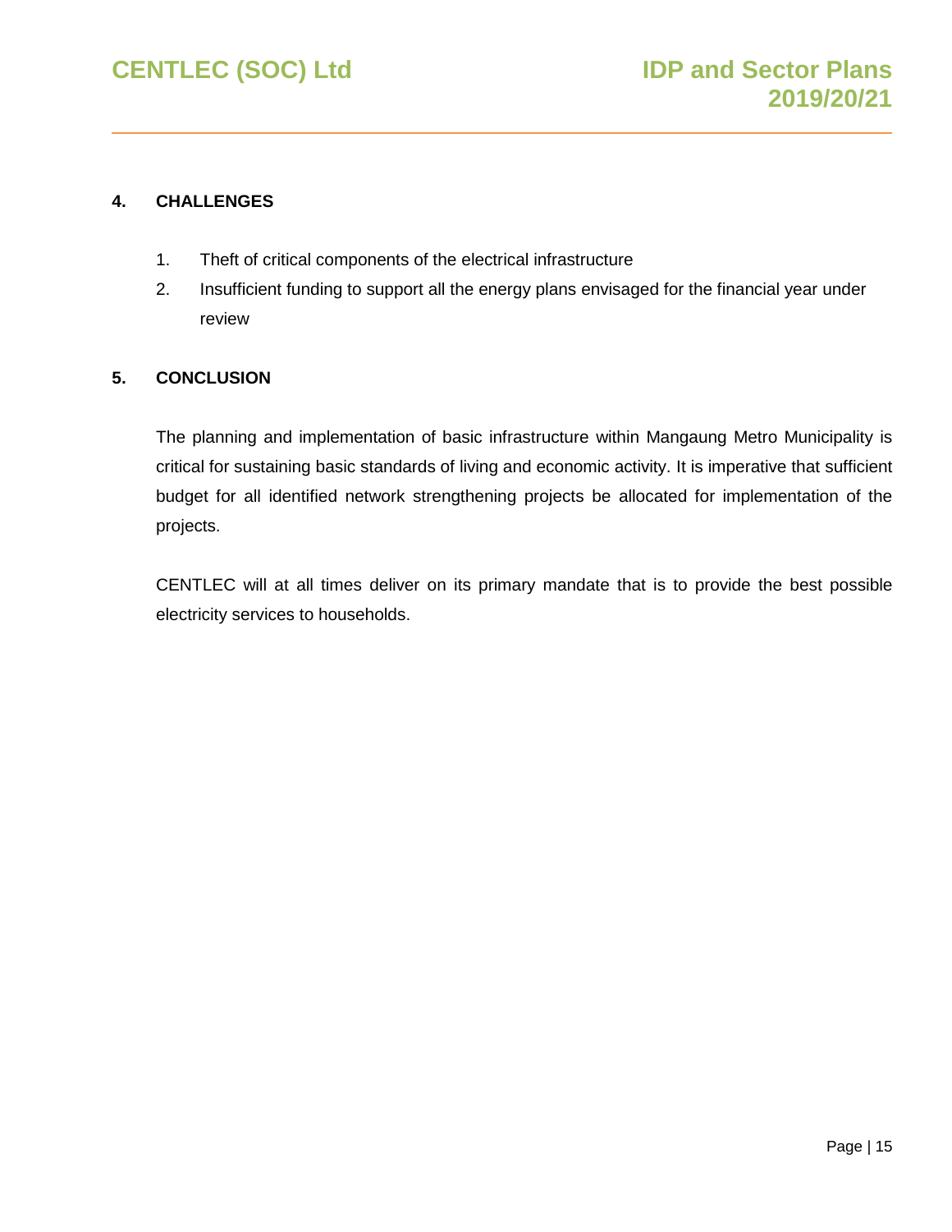## 4. CHALLENGES

1. Theft of critical components of the electrical infrastructure
2. Insufficient funding to support all the energy plans envisaged for the financial year under review

## 5. CONCLUSION

The planning and implementation of basic infrastructure within Mangaung Metro Municipality is critical for sustaining basic standards of living and economic activity. It is imperative that sufficient budget for all identified network strengthening projects be allocated for implementation of the projects.

CENTLEC will at all times deliver on its primary mandate that is to provide the best possible electricity services to households.